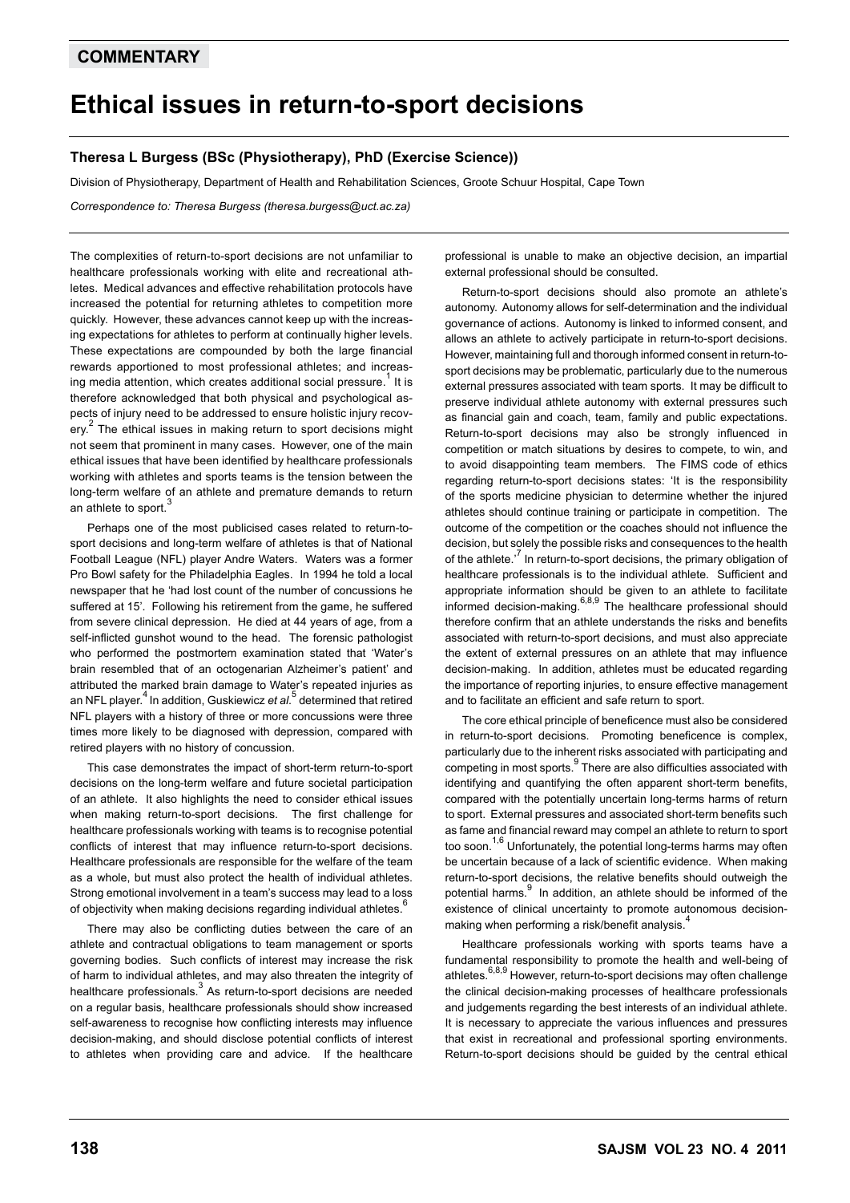**COMMENTARY**

# Ethical issues in return-to-sport decisions

### Theresa L Burgess (BSc (Physiotherapy), PhD (Exercise Science))

Division of Physiotherapy, Department of Health and Rehabilitation Sciences, Groote Schuur Hospital, Cape Town

*Correspondence to: Theresa Burgess (theresa.burgess@uct.ac.za)*

The complexities of return-to-sport decisions are not unfamiliar to healthcare professionals working with elite and recreational athletes. Medical advances and effective rehabilitation protocols have increased the potential for returning athletes to competition more quickly. However, these advances cannot keep up with the increasing expectations for athletes to perform at continually higher levels. These expectations are compounded by both the large financial rewards apportioned to most professional athletes; and increasing media attention, which creates additional social pressure.[1] It is therefore acknowledged that both physical and psychological aspects of injury need to be addressed to ensure holistic injury recovery.[2] The ethical issues in making return to sport decisions might not seem that prominent in many cases. However, one of the main ethical issues that have been identified by healthcare professionals working with athletes and sports teams is the tension between the long-term welfare of an athlete and premature demands to return an athlete to sport.[3]

Perhaps one of the most publicised cases related to return-to-sport decisions and long-term welfare of athletes is that of National Football League (NFL) player Andre Waters. Waters was a former Pro Bowl safety for the Philadelphia Eagles. In 1994 he told a local newspaper that he 'had lost count of the number of concussions he suffered at 15'. Following his retirement from the game, he suffered from severe clinical depression. He died at 44 years of age, from a self-inflicted gunshot wound to the head. The forensic pathologist who performed the postmortem examination stated that 'Water's brain resembled that of an octogenarian Alzheimer's patient' and attributed the marked brain damage to Water's repeated injuries as an NFL player.[4] In addition, Guskiewicz *et al.*[5] determined that retired NFL players with a history of three or more concussions were three times more likely to be diagnosed with depression, compared with retired players with no history of concussion.

This case demonstrates the impact of short-term return-to-sport decisions on the long-term welfare and future societal participation of an athlete. It also highlights the need to consider ethical issues when making return-to-sport decisions. The first challenge for healthcare professionals working with teams is to recognise potential conflicts of interest that may influence return-to-sport decisions. Healthcare professionals are responsible for the welfare of the team as a whole, but must also protect the health of individual athletes. Strong emotional involvement in a team's success may lead to a loss of objectivity when making decisions regarding individual athletes.[6]

There may also be conflicting duties between the care of an athlete and contractual obligations to team management or sports governing bodies. Such conflicts of interest may increase the risk of harm to individual athletes, and may also threaten the integrity of healthcare professionals.[3] As return-to-sport decisions are needed on a regular basis, healthcare professionals should show increased self-awareness to recognise how conflicting interests may influence decision-making, and should disclose potential conflicts of interest to athletes when providing care and advice. If the healthcare professional is unable to make an objective decision, an impartial external professional should be consulted.

Return-to-sport decisions should also promote an athlete's autonomy. Autonomy allows for self-determination and the individual governance of actions. Autonomy is linked to informed consent, and allows an athlete to actively participate in return-to-sport decisions. However, maintaining full and thorough informed consent in return-to-sport decisions may be problematic, particularly due to the numerous external pressures associated with team sports. It may be difficult to preserve individual athlete autonomy with external pressures such as financial gain and coach, team, family and public expectations. Return-to-sport decisions may also be strongly influenced in competition or match situations by desires to compete, to win, and to avoid disappointing team members. The FIMS code of ethics regarding return-to-sport decisions states: 'It is the responsibility of the sports medicine physician to determine whether the injured athletes should continue training or participate in competition. The outcome of the competition or the coaches should not influence the decision, but solely the possible risks and consequences to the health of the athlete.'[7] In return-to-sport decisions, the primary obligation of healthcare professionals is to the individual athlete. Sufficient and appropriate information should be given to an athlete to facilitate informed decision-making.[6,8,9] The healthcare professional should therefore confirm that an athlete understands the risks and benefits associated with return-to-sport decisions, and must also appreciate the extent of external pressures on an athlete that may influence decision-making. In addition, athletes must be educated regarding the importance of reporting injuries, to ensure effective management and to facilitate an efficient and safe return to sport.

The core ethical principle of beneficence must also be considered in return-to-sport decisions. Promoting beneficence is complex, particularly due to the inherent risks associated with participating and competing in most sports.[9] There are also difficulties associated with identifying and quantifying the often apparent short-term benefits, compared with the potentially uncertain long-terms harms of return to sport. External pressures and associated short-term benefits such as fame and financial reward may compel an athlete to return to sport too soon.[1,6] Unfortunately, the potential long-terms harms may often be uncertain because of a lack of scientific evidence. When making return-to-sport decisions, the relative benefits should outweigh the potential harms.[9] In addition, an athlete should be informed of the existence of clinical uncertainty to promote autonomous decision-making when performing a risk/benefit analysis.[4]

Healthcare professionals working with sports teams have a fundamental responsibility to promote the health and well-being of athletes.[6,8,9] However, return-to-sport decisions may often challenge the clinical decision-making processes of healthcare professionals and judgements regarding the best interests of an individual athlete. It is necessary to appreciate the various influences and pressures that exist in recreational and professional sporting environments. Return-to-sport decisions should be guided by the central ethical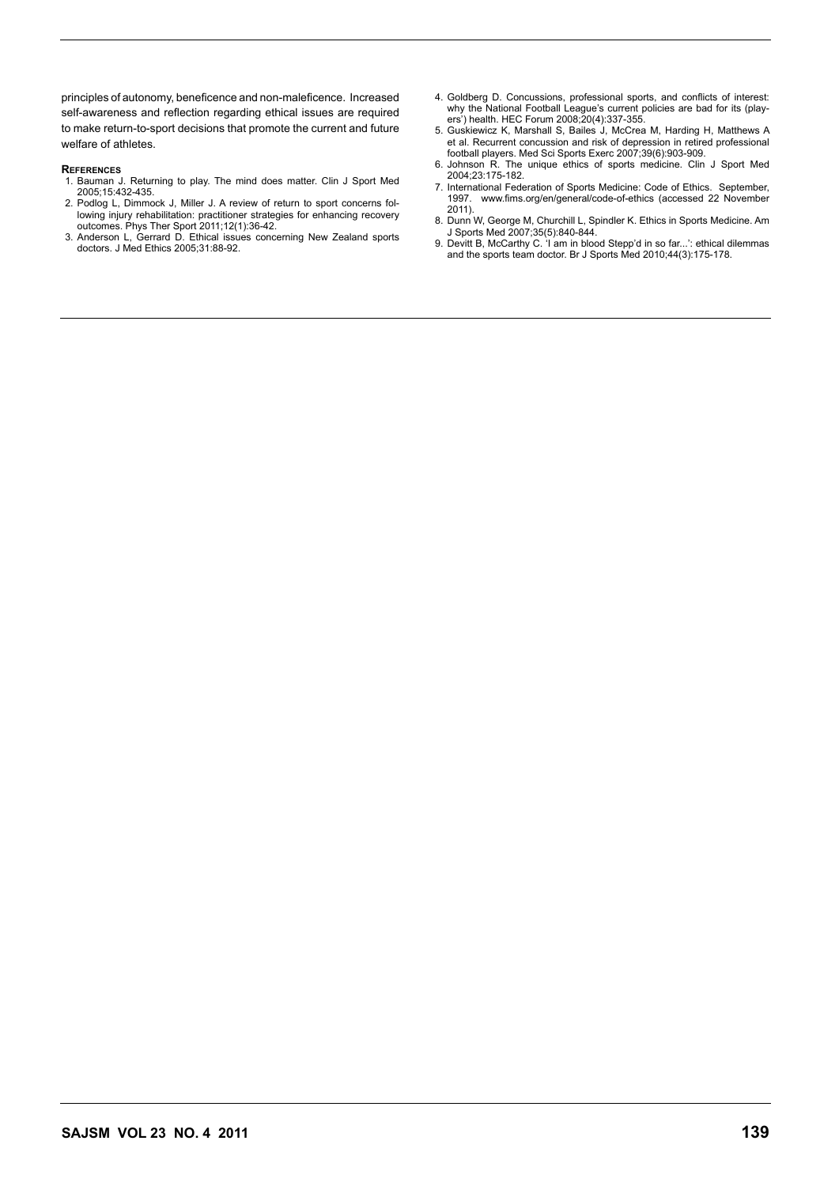principles of autonomy, beneficence and non-maleficence. Increased self-awareness and reflection regarding ethical issues are required to make return-to-sport decisions that promote the current and future welfare of athletes.

### References

1. Bauman J. Returning to play. The mind does matter. Clin J Sport Med 2005;15:432-435.
2. Podlog L, Dimmock J, Miller J. A review of return to sport concerns following injury rehabilitation: practitioner strategies for enhancing recovery outcomes. Phys Ther Sport 2011;12(1):36-42.
3. Anderson L, Gerrard D. Ethical issues concerning New Zealand sports doctors. J Med Ethics 2005;31:88-92.
4. Goldberg D. Concussions, professional sports, and conflicts of interest: why the National Football League's current policies are bad for its (players') health. HEC Forum 2008;20(4):337-355.
5. Guskiewicz K, Marshall S, Bailes J, McCrea M, Harding H, Matthews A et al. Recurrent concussion and risk of depression in retired professional football players. Med Sci Sports Exerc 2007;39(6):903-909.
6. Johnson R. The unique ethics of sports medicine. Clin J Sport Med 2004;23:175-182.
7. International Federation of Sports Medicine: Code of Ethics. September, 1997. www.fims.org/en/general/code-of-ethics (accessed 22 November 2011).
8. Dunn W, George M, Churchill L, Spindler K. Ethics in Sports Medicine. Am J Sports Med 2007;35(5):840-844.
9. Devitt B, McCarthy C. 'I am in blood Stepp'd in so far...': ethical dilemmas and the sports team doctor. Br J Sports Med 2010;44(3):175-178.